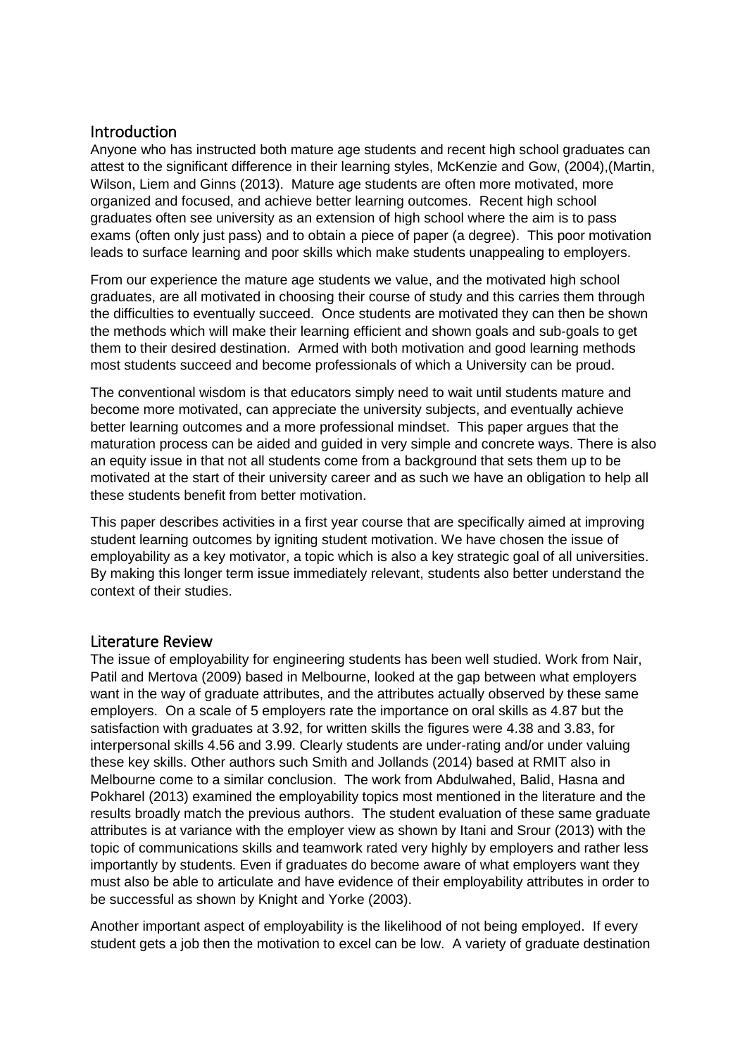## Introduction

Anyone who has instructed both mature age students and recent high school graduates can attest to the significant difference in their learning styles, McKenzie and Gow, (2004),(Martin, Wilson, Liem and Ginns (2013). Mature age students are often more motivated, more organized and focused, and achieve better learning outcomes. Recent high school graduates often see university as an extension of high school where the aim is to pass exams (often only just pass) and to obtain a piece of paper (a degree). This poor motivation leads to surface learning and poor skills which make students unappealing to employers.

From our experience the mature age students we value, and the motivated high school graduates, are all motivated in choosing their course of study and this carries them through the difficulties to eventually succeed. Once students are motivated they can then be shown the methods which will make their learning efficient and shown goals and sub-goals to get them to their desired destination. Armed with both motivation and good learning methods most students succeed and become professionals of which a University can be proud.

The conventional wisdom is that educators simply need to wait until students mature and become more motivated, can appreciate the university subjects, and eventually achieve better learning outcomes and a more professional mindset. This paper argues that the maturation process can be aided and guided in very simple and concrete ways. There is also an equity issue in that not all students come from a background that sets them up to be motivated at the start of their university career and as such we have an obligation to help all these students benefit from better motivation.

This paper describes activities in a first year course that are specifically aimed at improving student learning outcomes by igniting student motivation. We have chosen the issue of employability as a key motivator, a topic which is also a key strategic goal of all universities. By making this longer term issue immediately relevant, students also better understand the context of their studies.

## Literature Review

The issue of employability for engineering students has been well studied. Work from Nair, Patil and Mertova (2009) based in Melbourne, looked at the gap between what employers want in the way of graduate attributes, and the attributes actually observed by these same employers. On a scale of 5 employers rate the importance on oral skills as 4.87 but the satisfaction with graduates at 3.92, for written skills the figures were 4.38 and 3.83, for interpersonal skills 4.56 and 3.99. Clearly students are under-rating and/or under valuing these key skills. Other authors such Smith and Jollands (2014) based at RMIT also in Melbourne come to a similar conclusion. The work from Abdulwahed, Balid, Hasna and Pokharel (2013) examined the employability topics most mentioned in the literature and the results broadly match the previous authors. The student evaluation of these same graduate attributes is at variance with the employer view as shown by Itani and Srour (2013) with the topic of communications skills and teamwork rated very highly by employers and rather less importantly by students. Even if graduates do become aware of what employers want they must also be able to articulate and have evidence of their employability attributes in order to be successful as shown by Knight and Yorke (2003).

Another important aspect of employability is the likelihood of not being employed. If every student gets a job then the motivation to excel can be low. A variety of graduate destination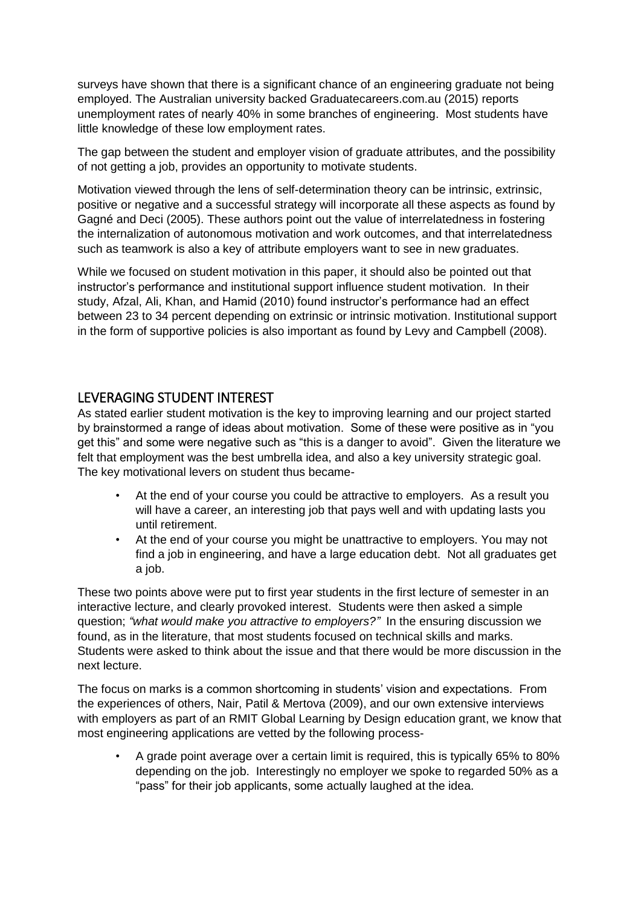surveys have shown that there is a significant chance of an engineering graduate not being employed. The Australian university backed Graduatecareers.com.au (2015) reports unemployment rates of nearly 40% in some branches of engineering. Most students have little knowledge of these low employment rates.

The gap between the student and employer vision of graduate attributes, and the possibility of not getting a job, provides an opportunity to motivate students.

Motivation viewed through the lens of self-determination theory can be intrinsic, extrinsic, positive or negative and a successful strategy will incorporate all these aspects as found by Gagné and Deci (2005). These authors point out the value of interrelatedness in fostering the internalization of autonomous motivation and work outcomes, and that interrelatedness such as teamwork is also a key of attribute employers want to see in new graduates.

While we focused on student motivation in this paper, it should also be pointed out that instructor's performance and institutional support influence student motivation. In their study, Afzal, Ali, Khan, and Hamid (2010) found instructor's performance had an effect between 23 to 34 percent depending on extrinsic or intrinsic motivation. Institutional support in the form of supportive policies is also important as found by Levy and Campbell (2008).

## LEVERAGING STUDENT INTEREST

As stated earlier student motivation is the key to improving learning and our project started by brainstormed a range of ideas about motivation. Some of these were positive as in "you get this" and some were negative such as "this is a danger to avoid". Given the literature we felt that employment was the best umbrella idea, and also a key university strategic goal. The key motivational levers on student thus became-

- At the end of your course you could be attractive to employers. As a result you will have a career, an interesting job that pays well and with updating lasts you until retirement.
- At the end of your course you might be unattractive to employers. You may not find a job in engineering, and have a large education debt. Not all graduates get a job.

These two points above were put to first year students in the first lecture of semester in an interactive lecture, and clearly provoked interest. Students were then asked a simple question; *"what would make you attractive to employers?"* In the ensuring discussion we found, as in the literature, that most students focused on technical skills and marks. Students were asked to think about the issue and that there would be more discussion in the next lecture.

The focus on marks is a common shortcoming in students' vision and expectations. From the experiences of others, Nair, Patil & Mertova (2009), and our own extensive interviews with employers as part of an RMIT Global Learning by Design education grant, we know that most engineering applications are vetted by the following process-

- A grade point average over a certain limit is required, this is typically 65% to 80% depending on the job. Interestingly no employer we spoke to regarded 50% as a "pass" for their job applicants, some actually laughed at the idea.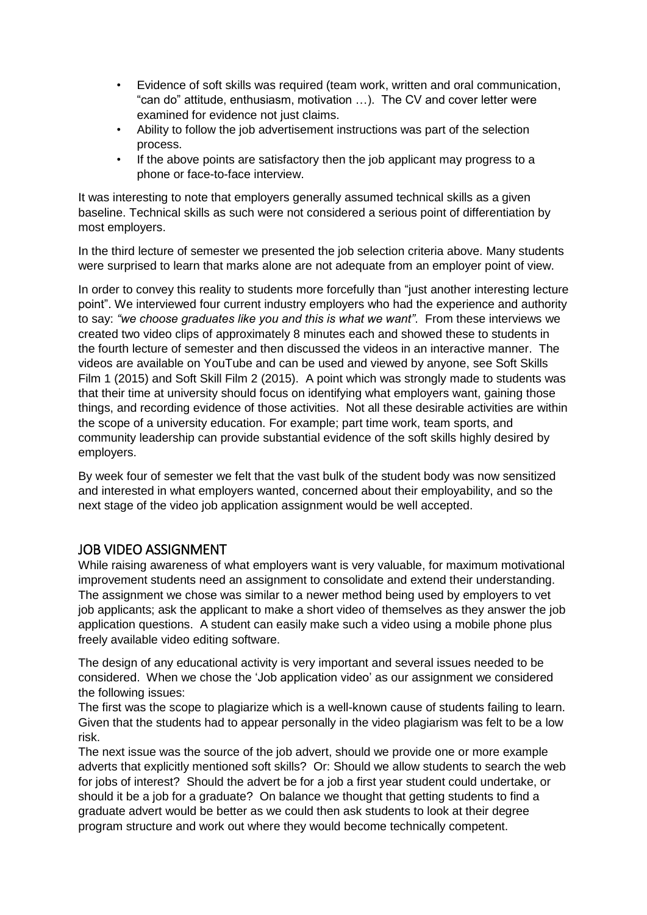- Evidence of soft skills was required (team work, written and oral communication, "can do" attitude, enthusiasm, motivation …). The CV and cover letter were examined for evidence not just claims.
- Ability to follow the job advertisement instructions was part of the selection process.
- If the above points are satisfactory then the job applicant may progress to a phone or face-to-face interview.

It was interesting to note that employers generally assumed technical skills as a given baseline. Technical skills as such were not considered a serious point of differentiation by most employers.

In the third lecture of semester we presented the job selection criteria above. Many students were surprised to learn that marks alone are not adequate from an employer point of view.

In order to convey this reality to students more forcefully than "just another interesting lecture point". We interviewed four current industry employers who had the experience and authority to say: *"we choose graduates like you and this is what we want"*. From these interviews we created two video clips of approximately 8 minutes each and showed these to students in the fourth lecture of semester and then discussed the videos in an interactive manner. The videos are available on YouTube and can be used and viewed by anyone, see Soft Skills Film 1 (2015) and Soft Skill Film 2 (2015). A point which was strongly made to students was that their time at university should focus on identifying what employers want, gaining those things, and recording evidence of those activities. Not all these desirable activities are within the scope of a university education. For example; part time work, team sports, and community leadership can provide substantial evidence of the soft skills highly desired by employers.

By week four of semester we felt that the vast bulk of the student body was now sensitized and interested in what employers wanted, concerned about their employability, and so the next stage of the video job application assignment would be well accepted.

## JOB VIDEO ASSIGNMENT

While raising awareness of what employers want is very valuable, for maximum motivational improvement students need an assignment to consolidate and extend their understanding. The assignment we chose was similar to a newer method being used by employers to vet job applicants; ask the applicant to make a short video of themselves as they answer the job application questions. A student can easily make such a video using a mobile phone plus freely available video editing software.

The design of any educational activity is very important and several issues needed to be considered. When we chose the 'Job application video' as our assignment we considered the following issues:

The first was the scope to plagiarize which is a well-known cause of students failing to learn. Given that the students had to appear personally in the video plagiarism was felt to be a low risk.

The next issue was the source of the job advert, should we provide one or more example adverts that explicitly mentioned soft skills? Or: Should we allow students to search the web for jobs of interest? Should the advert be for a job a first year student could undertake, or should it be a job for a graduate? On balance we thought that getting students to find a graduate advert would be better as we could then ask students to look at their degree program structure and work out where they would become technically competent.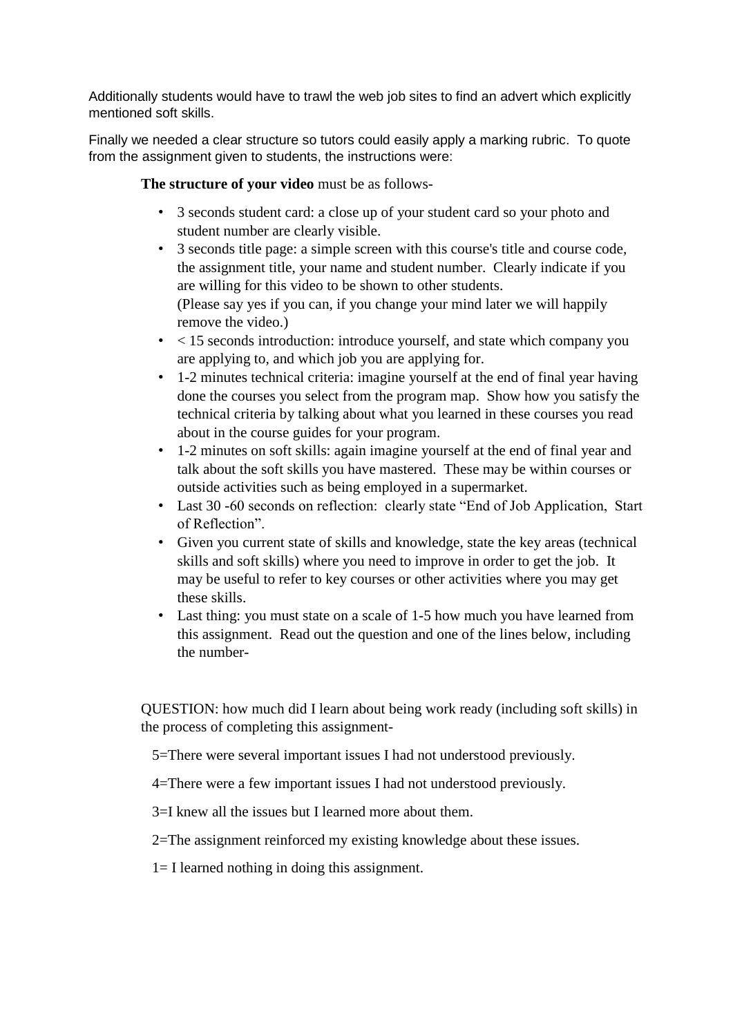Additionally students would have to trawl the web job sites to find an advert which explicitly mentioned soft skills.

Finally we needed a clear structure so tutors could easily apply a marking rubric. To quote from the assignment given to students, the instructions were:

> **The structure of your video** must be as follows-
>
> - 3 seconds student card: a close up of your student card so your photo and student number are clearly visible.
> - 3 seconds title page: a simple screen with this course's title and course code, the assignment title, your name and student number. Clearly indicate if you are willing for this video to be shown to other students.
>   (Please say yes if you can, if you change your mind later we will happily remove the video.)
> - < 15 seconds introduction: introduce yourself, and state which company you are applying to, and which job you are applying for.
> - 1-2 minutes technical criteria: imagine yourself at the end of final year having done the courses you select from the program map. Show how you satisfy the technical criteria by talking about what you learned in these courses you read about in the course guides for your program.
> - 1-2 minutes on soft skills: again imagine yourself at the end of final year and talk about the soft skills you have mastered. These may be within courses or outside activities such as being employed in a supermarket.
> - Last 30 -60 seconds on reflection: clearly state "End of Job Application, Start of Reflection".
> - Given you current state of skills and knowledge, state the key areas (technical skills and soft skills) where you need to improve in order to get the job. It may be useful to refer to key courses or other activities where you may get these skills.
> - Last thing: you must state on a scale of 1-5 how much you have learned from this assignment. Read out the question and one of the lines below, including the number-
>
> QUESTION: how much did I learn about being work ready (including soft skills) in the process of completing this assignment-
>
> 5=There were several important issues I had not understood previously.
>
> 4=There were a few important issues I had not understood previously.
>
> 3=I knew all the issues but I learned more about them.
>
> 2=The assignment reinforced my existing knowledge about these issues.
>
> 1= I learned nothing in doing this assignment.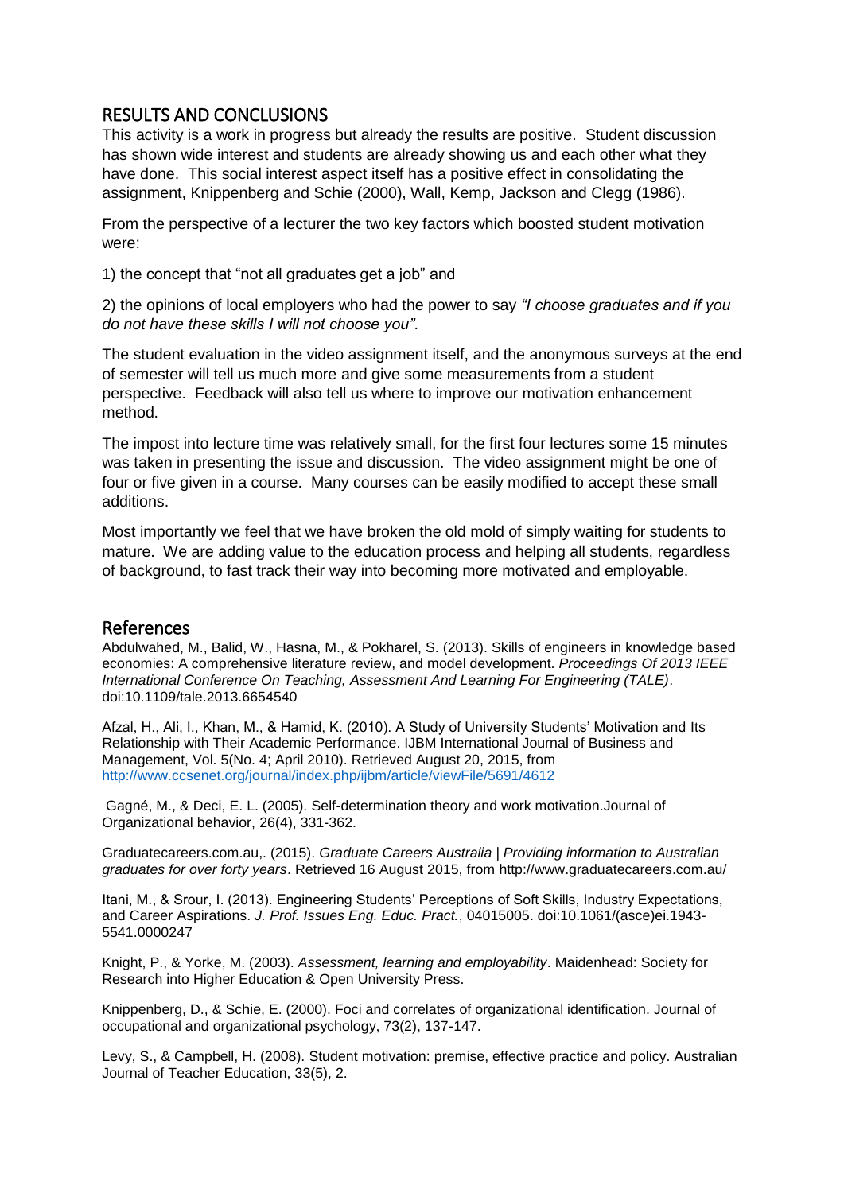## RESULTS AND CONCLUSIONS

This activity is a work in progress but already the results are positive. Student discussion has shown wide interest and students are already showing us and each other what they have done. This social interest aspect itself has a positive effect in consolidating the assignment, Knippenberg and Schie (2000), Wall, Kemp, Jackson and Clegg (1986).

From the perspective of a lecturer the two key factors which boosted student motivation were:

1) the concept that "not all graduates get a job" and

2) the opinions of local employers who had the power to say *"I choose graduates and if you do not have these skills I will not choose you"*.

The student evaluation in the video assignment itself, and the anonymous surveys at the end of semester will tell us much more and give some measurements from a student perspective. Feedback will also tell us where to improve our motivation enhancement method.

The impost into lecture time was relatively small, for the first four lectures some 15 minutes was taken in presenting the issue and discussion. The video assignment might be one of four or five given in a course. Many courses can be easily modified to accept these small additions.

Most importantly we feel that we have broken the old mold of simply waiting for students to mature. We are adding value to the education process and helping all students, regardless of background, to fast track their way into becoming more motivated and employable.

## References

Abdulwahed, M., Balid, W., Hasna, M., & Pokharel, S. (2013). Skills of engineers in knowledge based economies: A comprehensive literature review, and model development. *Proceedings Of 2013 IEEE International Conference On Teaching, Assessment And Learning For Engineering (TALE)*. doi:10.1109/tale.2013.6654540

Afzal, H., Ali, I., Khan, M., & Hamid, K. (2010). A Study of University Students' Motivation and Its Relationship with Their Academic Performance. IJBM International Journal of Business and Management, Vol. 5(No. 4; April 2010). Retrieved August 20, 2015, from http://www.ccsenet.org/journal/index.php/ijbm/article/viewFile/5691/4612

Gagné, M., & Deci, E. L. (2005). Self-determination theory and work motivation.Journal of Organizational behavior, 26(4), 331-362.

Graduatecareers.com.au,. (2015). *Graduate Careers Australia | Providing information to Australian graduates for over forty years*. Retrieved 16 August 2015, from http://www.graduatecareers.com.au/

Itani, M., & Srour, I. (2013). Engineering Students' Perceptions of Soft Skills, Industry Expectations, and Career Aspirations. *J. Prof. Issues Eng. Educ. Pract.*, 04015005. doi:10.1061/(asce)ei.1943-5541.0000247

Knight, P., & Yorke, M. (2003). *Assessment, learning and employability*. Maidenhead: Society for Research into Higher Education & Open University Press.

Knippenberg, D., & Schie, E. (2000). Foci and correlates of organizational identification. Journal of occupational and organizational psychology, 73(2), 137-147.

Levy, S., & Campbell, H. (2008). Student motivation: premise, effective practice and policy. Australian Journal of Teacher Education, 33(5), 2.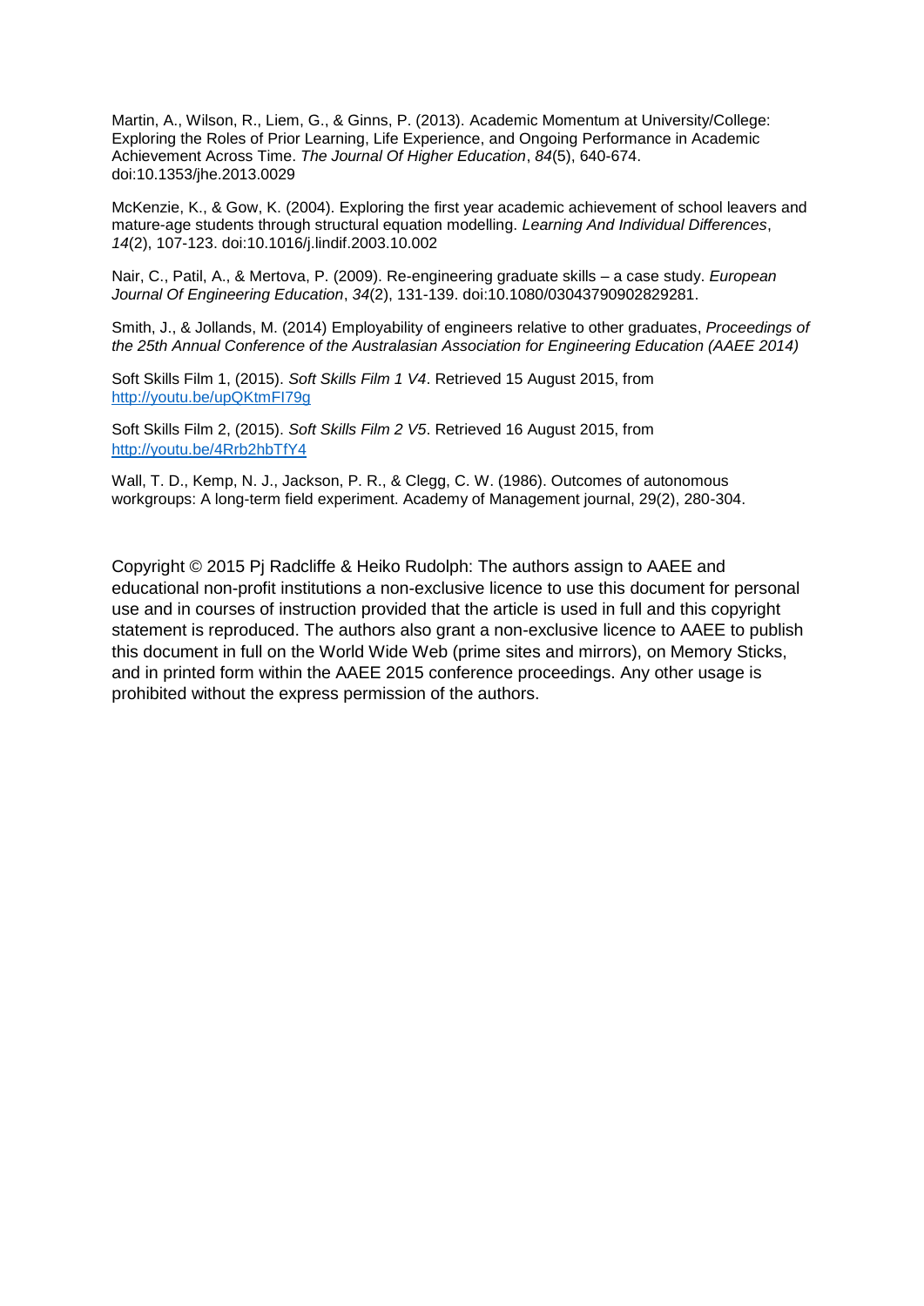Martin, A., Wilson, R., Liem, G., & Ginns, P. (2013). Academic Momentum at University/College: Exploring the Roles of Prior Learning, Life Experience, and Ongoing Performance in Academic Achievement Across Time. *The Journal Of Higher Education*, *84*(5), 640-674. doi:10.1353/jhe.2013.0029

McKenzie, K., & Gow, K. (2004). Exploring the first year academic achievement of school leavers and mature-age students through structural equation modelling. *Learning And Individual Differences*, *14*(2), 107-123. doi:10.1016/j.lindif.2003.10.002

Nair, C., Patil, A., & Mertova, P. (2009). Re-engineering graduate skills – a case study. *European Journal Of Engineering Education*, *34*(2), 131-139. doi:10.1080/03043790902829281.

Smith, J., & Jollands, M. (2014) Employability of engineers relative to other graduates, *Proceedings of the 25th Annual Conference of the Australasian Association for Engineering Education (AAEE 2014)*

Soft Skills Film 1, (2015). *Soft Skills Film 1 V4*. Retrieved 15 August 2015, from http://youtu.be/upQKtmFI79g

Soft Skills Film 2, (2015). *Soft Skills Film 2 V5*. Retrieved 16 August 2015, from http://youtu.be/4Rrb2hbTfY4

Wall, T. D., Kemp, N. J., Jackson, P. R., & Clegg, C. W. (1986). Outcomes of autonomous workgroups: A long-term field experiment. Academy of Management journal, 29(2), 280-304.

Copyright © 2015 Pj Radcliffe & Heiko Rudolph: The authors assign to AAEE and educational non-profit institutions a non-exclusive licence to use this document for personal use and in courses of instruction provided that the article is used in full and this copyright statement is reproduced. The authors also grant a non-exclusive licence to AAEE to publish this document in full on the World Wide Web (prime sites and mirrors), on Memory Sticks, and in printed form within the AAEE 2015 conference proceedings. Any other usage is prohibited without the express permission of the authors.